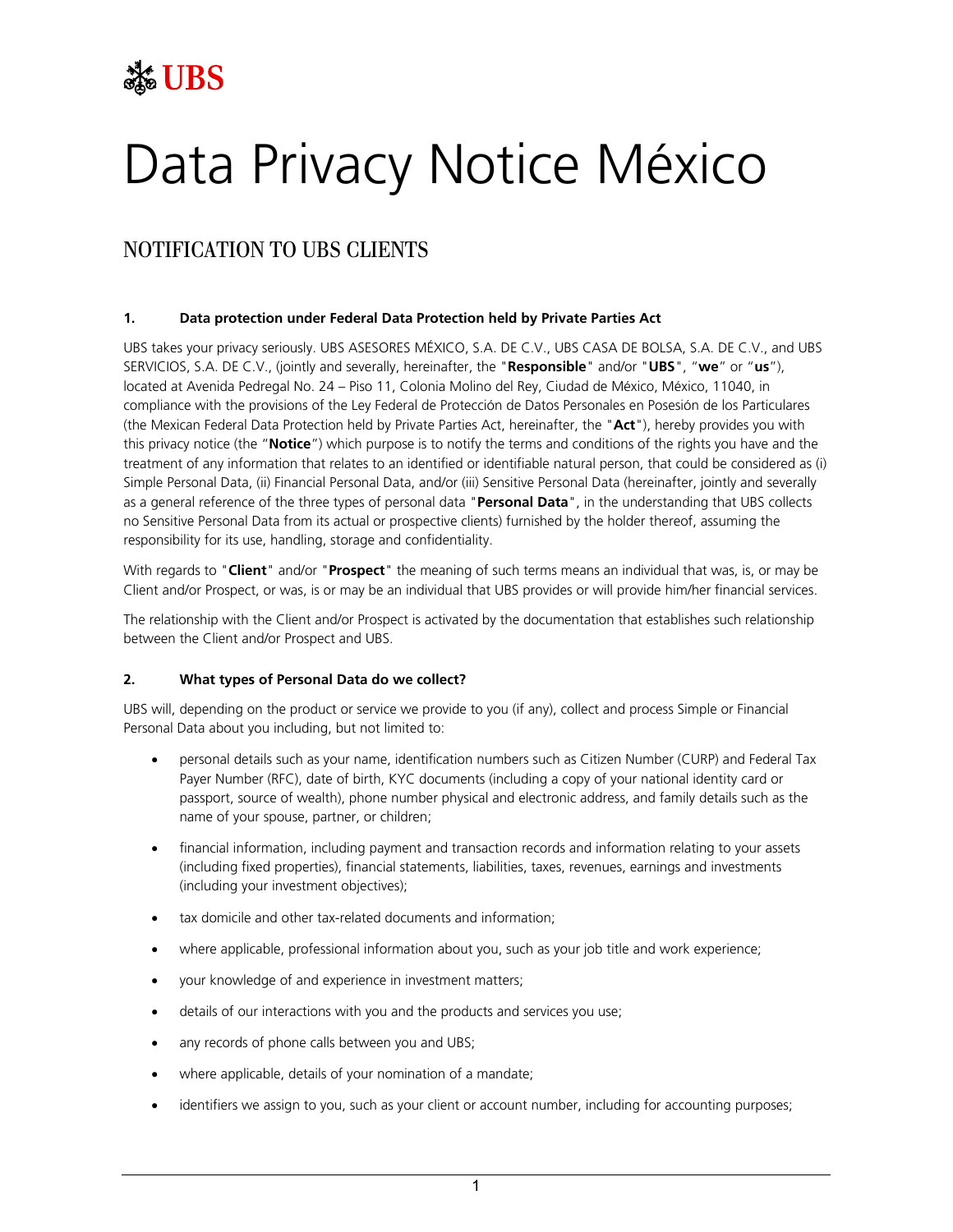UBS

# Data Privacy Notice México

## NOTIFICATION TO UBS CLIENTS

### 1. Data protection under Federal Data Protection held by Private Parties Act

UBS takes your privacy seriously. UBS ASESORES MÉXICO, S.A. DE C.V., UBS CASA DE BOLSA, S.A. DE C.V., and UBS SERVICIOS, S.A. DE C.V., (jointly and severally, hereinafter, the "**Responsible**" and/or "**UBS**", "**we**" or "**us**"), located at Avenida Pedregal No. 24 – Piso 11, Colonia Molino del Rey, Ciudad de México, México, 11040, in compliance with the provisions of the Ley Federal de Protección de Datos Personales en Posesión de los Particulares (the Mexican Federal Data Protection held by Private Parties Act, hereinafter, the "**Act**"), hereby provides you with this privacy notice (the "**Notice**") which purpose is to notify the terms and conditions of the rights you have and the treatment of any information that relates to an identified or identifiable natural person, that could be considered as (i) Simple Personal Data, (ii) Financial Personal Data, and/or (iii) Sensitive Personal Data (hereinafter, jointly and severally as a general reference of the three types of personal data "**Personal Data**", in the understanding that UBS collects no Sensitive Personal Data from its actual or prospective clients) furnished by the holder thereof, assuming the responsibility for its use, handling, storage and confidentiality.

With regards to "**Client**" and/or "**Prospect**" the meaning of such terms means an individual that was, is, or may be Client and/or Prospect, or was, is or may be an individual that UBS provides or will provide him/her financial services.

The relationship with the Client and/or Prospect is activated by the documentation that establishes such relationship between the Client and/or Prospect and UBS.

### 2. What types of Personal Data do we collect?

UBS will, depending on the product or service we provide to you (if any), collect and process Simple or Financial Personal Data about you including, but not limited to:

- personal details such as your name, identification numbers such as Citizen Number (CURP) and Federal Tax Payer Number (RFC), date of birth, KYC documents (including a copy of your national identity card or passport, source of wealth), phone number physical and electronic address, and family details such as the name of your spouse, partner, or children;
- financial information, including payment and transaction records and information relating to your assets (including fixed properties), financial statements, liabilities, taxes, revenues, earnings and investments (including your investment objectives);
- tax domicile and other tax-related documents and information;
- where applicable, professional information about you, such as your job title and work experience;
- your knowledge of and experience in investment matters;
- details of our interactions with you and the products and services you use;
- any records of phone calls between you and UBS;
- where applicable, details of your nomination of a mandate;
- identifiers we assign to you, such as your client or account number, including for accounting purposes;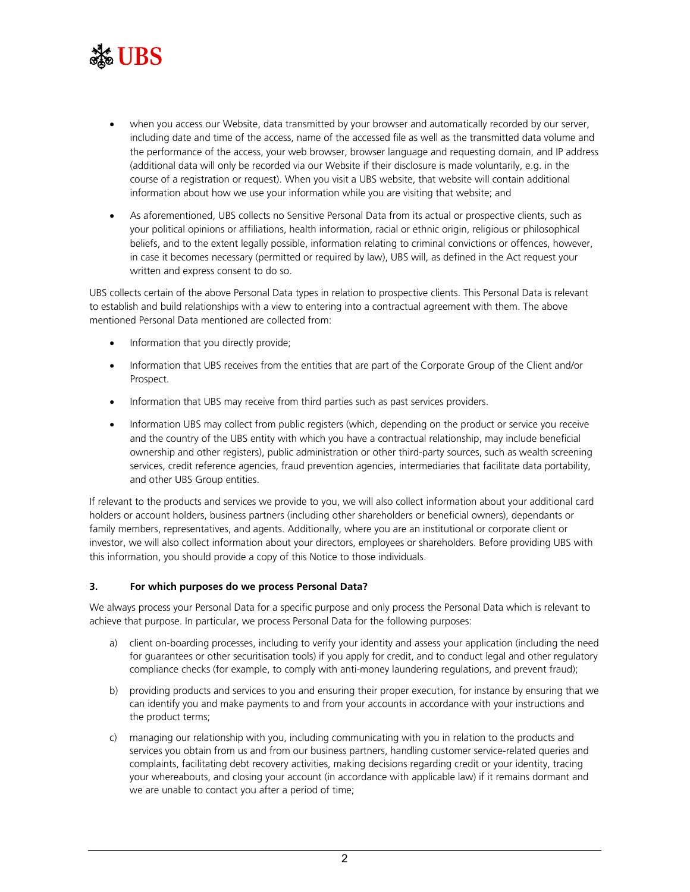- when you access our Website, data transmitted by your browser and automatically recorded by our server, including date and time of the access, name of the accessed file as well as the transmitted data volume and the performance of the access, your web browser, browser language and requesting domain, and IP address (additional data will only be recorded via our Website if their disclosure is made voluntarily, e.g. in the course of a registration or request). When you visit a UBS website, that website will contain additional information about how we use your information while you are visiting that website; and

- As aforementioned, UBS collects no Sensitive Personal Data from its actual or prospective clients, such as your political opinions or affiliations, health information, racial or ethnic origin, religious or philosophical beliefs, and to the extent legally possible, information relating to criminal convictions or offences, however, in case it becomes necessary (permitted or required by law), UBS will, as defined in the Act request your written and express consent to do so.

UBS collects certain of the above Personal Data types in relation to prospective clients. This Personal Data is relevant to establish and build relationships with a view to entering into a contractual agreement with them. The above mentioned Personal Data mentioned are collected from:

- Information that you directly provide;

- Information that UBS receives from the entities that are part of the Corporate Group of the Client and/or Prospect.

- Information that UBS may receive from third parties such as past services providers.

- Information UBS may collect from public registers (which, depending on the product or service you receive and the country of the UBS entity with which you have a contractual relationship, may include beneficial ownership and other registers), public administration or other third-party sources, such as wealth screening services, credit reference agencies, fraud prevention agencies, intermediaries that facilitate data portability, and other UBS Group entities.

If relevant to the products and services we provide to you, we will also collect information about your additional card holders or account holders, business partners (including other shareholders or beneficial owners), dependants or family members, representatives, and agents. Additionally, where you are an institutional or corporate client or investor, we will also collect information about your directors, employees or shareholders. Before providing UBS with this information, you should provide a copy of this Notice to those individuals.

### 3. For which purposes do we process Personal Data?

We always process your Personal Data for a specific purpose and only process the Personal Data which is relevant to achieve that purpose. In particular, we process Personal Data for the following purposes:

a) client on-boarding processes, including to verify your identity and assess your application (including the need for guarantees or other securitisation tools) if you apply for credit, and to conduct legal and other regulatory compliance checks (for example, to comply with anti-money laundering regulations, and prevent fraud);

b) providing products and services to you and ensuring their proper execution, for instance by ensuring that we can identify you and make payments to and from your accounts in accordance with your instructions and the product terms;

c) managing our relationship with you, including communicating with you in relation to the products and services you obtain from us and from our business partners, handling customer service-related queries and complaints, facilitating debt recovery activities, making decisions regarding credit or your identity, tracing your whereabouts, and closing your account (in accordance with applicable law) if it remains dormant and we are unable to contact you after a period of time;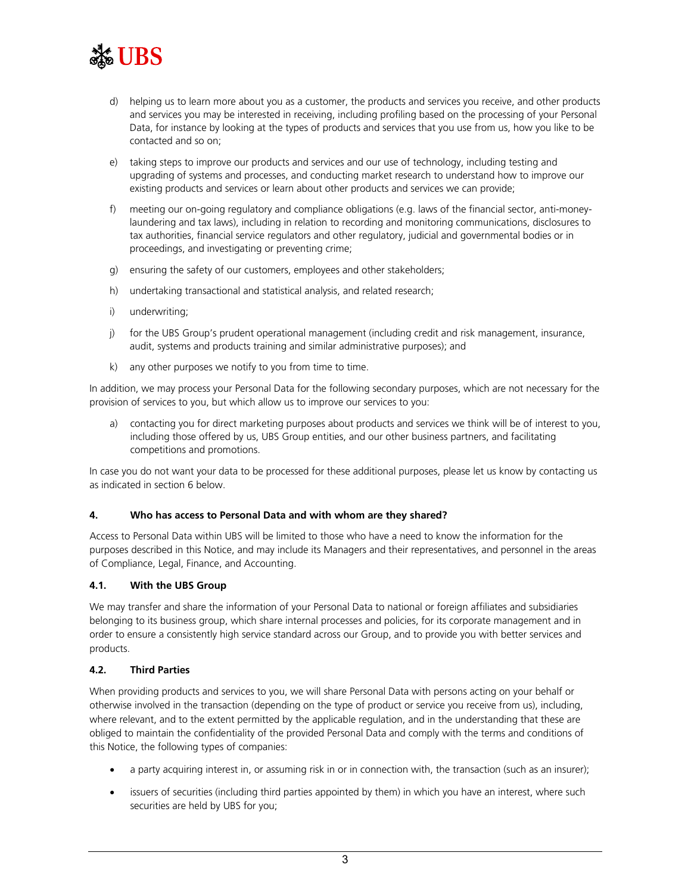d) helping us to learn more about you as a customer, the products and services you receive, and other products and services you may be interested in receiving, including profiling based on the processing of your Personal Data, for instance by looking at the types of products and services that you use from us, how you like to be contacted and so on;

e) taking steps to improve our products and services and our use of technology, including testing and upgrading of systems and processes, and conducting market research to understand how to improve our existing products and services or learn about other products and services we can provide;

f) meeting our on-going regulatory and compliance obligations (e.g. laws of the financial sector, anti-money-laundering and tax laws), including in relation to recording and monitoring communications, disclosures to tax authorities, financial service regulators and other regulatory, judicial and governmental bodies or in proceedings, and investigating or preventing crime;

g) ensuring the safety of our customers, employees and other stakeholders;

h) undertaking transactional and statistical analysis, and related research;

i) underwriting;

j) for the UBS Group's prudent operational management (including credit and risk management, insurance, audit, systems and products training and similar administrative purposes); and

k) any other purposes we notify to you from time to time.

In addition, we may process your Personal Data for the following secondary purposes, which are not necessary for the provision of services to you, but which allow us to improve our services to you:

a) contacting you for direct marketing purposes about products and services we think will be of interest to you, including those offered by us, UBS Group entities, and our other business partners, and facilitating competitions and promotions.

In case you do not want your data to be processed for these additional purposes, please let us know by contacting us as indicated in section 6 below.

## 4. Who has access to Personal Data and with whom are they shared?

Access to Personal Data within UBS will be limited to those who have a need to know the information for the purposes described in this Notice, and may include its Managers and their representatives, and personnel in the areas of Compliance, Legal, Finance, and Accounting.

### 4.1. With the UBS Group

We may transfer and share the information of your Personal Data to national or foreign affiliates and subsidiaries belonging to its business group, which share internal processes and policies, for its corporate management and in order to ensure a consistently high service standard across our Group, and to provide you with better services and products.

### 4.2. Third Parties

When providing products and services to you, we will share Personal Data with persons acting on your behalf or otherwise involved in the transaction (depending on the type of product or service you receive from us), including, where relevant, and to the extent permitted by the applicable regulation, and in the understanding that these are obliged to maintain the confidentiality of the provided Personal Data and comply with the terms and conditions of this Notice, the following types of companies:

- a party acquiring interest in, or assuming risk in or in connection with, the transaction (such as an insurer);
- issuers of securities (including third parties appointed by them) in which you have an interest, where such securities are held by UBS for you;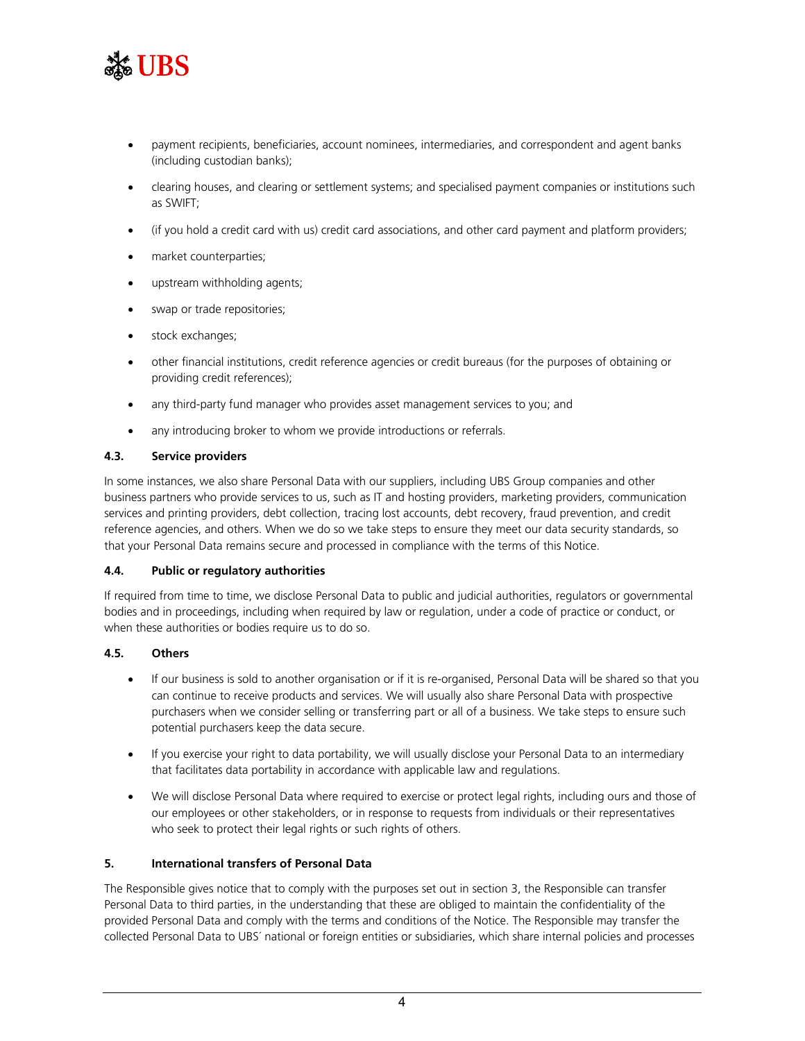- payment recipients, beneficiaries, account nominees, intermediaries, and correspondent and agent banks (including custodian banks);
- clearing houses, and clearing or settlement systems; and specialised payment companies or institutions such as SWIFT;
- (if you hold a credit card with us) credit card associations, and other card payment and platform providers;
- market counterparties;
- upstream withholding agents;
- swap or trade repositories;
- stock exchanges;
- other financial institutions, credit reference agencies or credit bureaus (for the purposes of obtaining or providing credit references);
- any third-party fund manager who provides asset management services to you; and
- any introducing broker to whom we provide introductions or referrals.

#### 4.3. Service providers

In some instances, we also share Personal Data with our suppliers, including UBS Group companies and other business partners who provide services to us, such as IT and hosting providers, marketing providers, communication services and printing providers, debt collection, tracing lost accounts, debt recovery, fraud prevention, and credit reference agencies, and others. When we do so we take steps to ensure they meet our data security standards, so that your Personal Data remains secure and processed in compliance with the terms of this Notice.

#### 4.4. Public or regulatory authorities

If required from time to time, we disclose Personal Data to public and judicial authorities, regulators or governmental bodies and in proceedings, including when required by law or regulation, under a code of practice or conduct, or when these authorities or bodies require us to do so.

#### 4.5. Others

- If our business is sold to another organisation or if it is re-organised, Personal Data will be shared so that you can continue to receive products and services. We will usually also share Personal Data with prospective purchasers when we consider selling or transferring part or all of a business. We take steps to ensure such potential purchasers keep the data secure.
- If you exercise your right to data portability, we will usually disclose your Personal Data to an intermediary that facilitates data portability in accordance with applicable law and regulations.
- We will disclose Personal Data where required to exercise or protect legal rights, including ours and those of our employees or other stakeholders, or in response to requests from individuals or their representatives who seek to protect their legal rights or such rights of others.

### 5. International transfers of Personal Data

The Responsible gives notice that to comply with the purposes set out in section 3, the Responsible can transfer Personal Data to third parties, in the understanding that these are obliged to maintain the confidentiality of the provided Personal Data and comply with the terms and conditions of the Notice. The Responsible may transfer the collected Personal Data to UBS´ national or foreign entities or subsidiaries, which share internal policies and processes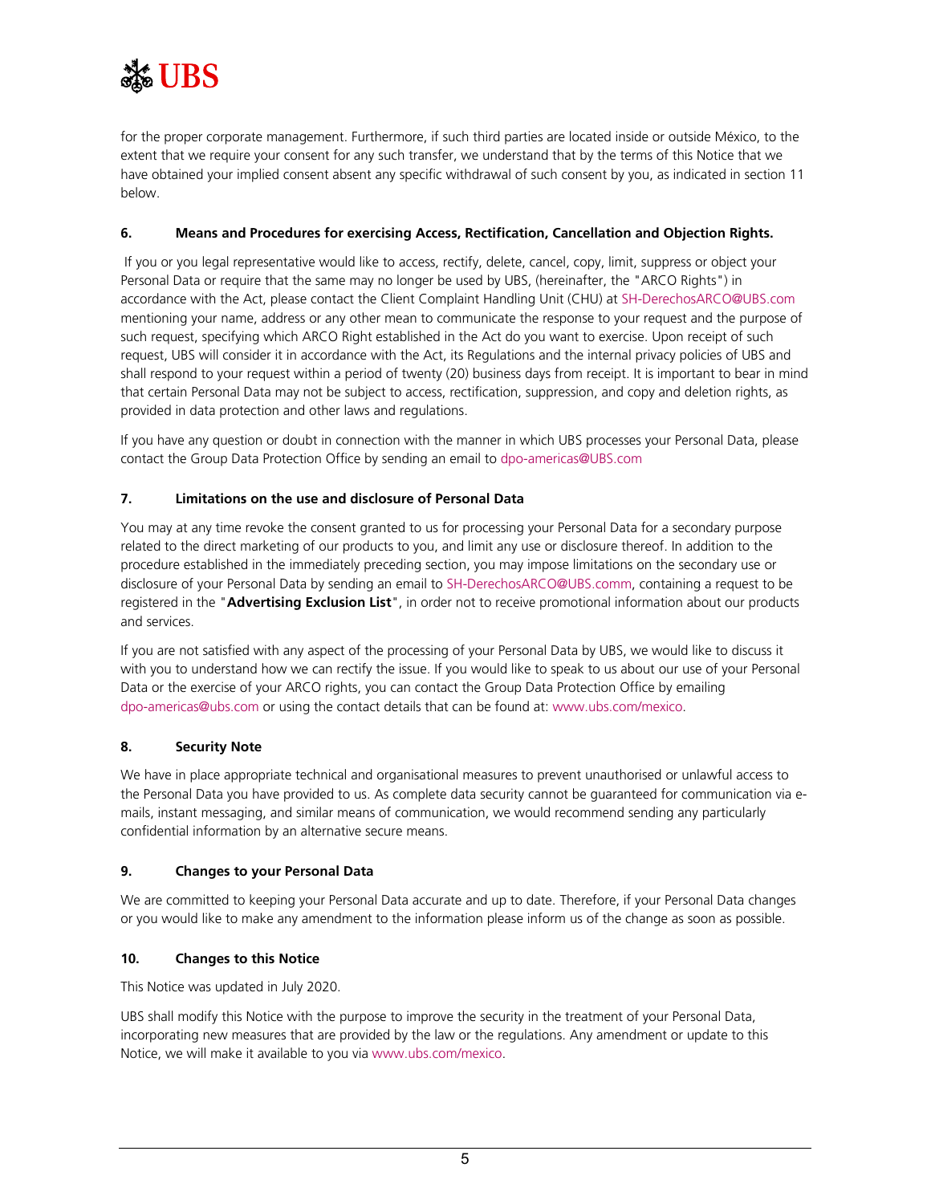for the proper corporate management. Furthermore, if such third parties are located inside or outside México, to the extent that we require your consent for any such transfer, we understand that by the terms of this Notice that we have obtained your implied consent absent any specific withdrawal of such consent by you, as indicated in section 11 below.

### 6. Means and Procedures for exercising Access, Rectification, Cancellation and Objection Rights.

If you or you legal representative would like to access, rectify, delete, cancel, copy, limit, suppress or object your Personal Data or require that the same may no longer be used by UBS, (hereinafter, the "ARCO Rights") in accordance with the Act, please contact the Client Complaint Handling Unit (CHU) at SH-DerechosARCO@UBS.com mentioning your name, address or any other mean to communicate the response to your request and the purpose of such request, specifying which ARCO Right established in the Act do you want to exercise. Upon receipt of such request, UBS will consider it in accordance with the Act, its Regulations and the internal privacy policies of UBS and shall respond to your request within a period of twenty (20) business days from receipt. It is important to bear in mind that certain Personal Data may not be subject to access, rectification, suppression, and copy and deletion rights, as provided in data protection and other laws and regulations.

If you have any question or doubt in connection with the manner in which UBS processes your Personal Data, please contact the Group Data Protection Office by sending an email to dpo-americas@UBS.com

### 7. Limitations on the use and disclosure of Personal Data

You may at any time revoke the consent granted to us for processing your Personal Data for a secondary purpose related to the direct marketing of our products to you, and limit any use or disclosure thereof. In addition to the procedure established in the immediately preceding section, you may impose limitations on the secondary use or disclosure of your Personal Data by sending an email to SH-DerechosARCO@UBS.comm, containing a request to be registered in the "**Advertising Exclusion List**", in order not to receive promotional information about our products and services.

If you are not satisfied with any aspect of the processing of your Personal Data by UBS, we would like to discuss it with you to understand how we can rectify the issue. If you would like to speak to us about our use of your Personal Data or the exercise of your ARCO rights, you can contact the Group Data Protection Office by emailing dpo-americas@ubs.com or using the contact details that can be found at: www.ubs.com/mexico.

### 8. Security Note

We have in place appropriate technical and organisational measures to prevent unauthorised or unlawful access to the Personal Data you have provided to us. As complete data security cannot be guaranteed for communication via e-mails, instant messaging, and similar means of communication, we would recommend sending any particularly confidential information by an alternative secure means.

### 9. Changes to your Personal Data

We are committed to keeping your Personal Data accurate and up to date. Therefore, if your Personal Data changes or you would like to make any amendment to the information please inform us of the change as soon as possible.

### 10. Changes to this Notice

This Notice was updated in July 2020.

UBS shall modify this Notice with the purpose to improve the security in the treatment of your Personal Data, incorporating new measures that are provided by the law or the regulations. Any amendment or update to this Notice, we will make it available to you via www.ubs.com/mexico.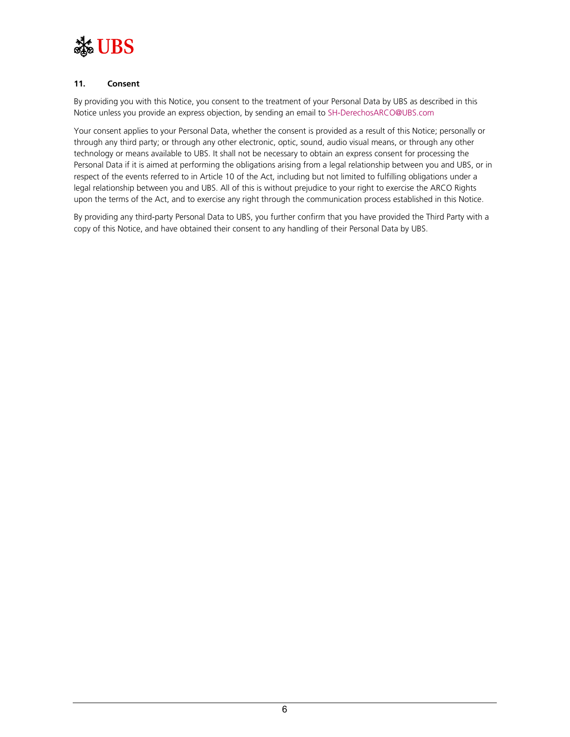## 11. Consent

By providing you with this Notice, you consent to the treatment of your Personal Data by UBS as described in this Notice unless you provide an express objection, by sending an email to SH-DerechosARCO@UBS.com

Your consent applies to your Personal Data, whether the consent is provided as a result of this Notice; personally or through any third party; or through any other electronic, optic, sound, audio visual means, or through any other technology or means available to UBS. It shall not be necessary to obtain an express consent for processing the Personal Data if it is aimed at performing the obligations arising from a legal relationship between you and UBS, or in respect of the events referred to in Article 10 of the Act, including but not limited to fulfilling obligations under a legal relationship between you and UBS. All of this is without prejudice to your right to exercise the ARCO Rights upon the terms of the Act, and to exercise any right through the communication process established in this Notice.

By providing any third-party Personal Data to UBS, you further confirm that you have provided the Third Party with a copy of this Notice, and have obtained their consent to any handling of their Personal Data by UBS.